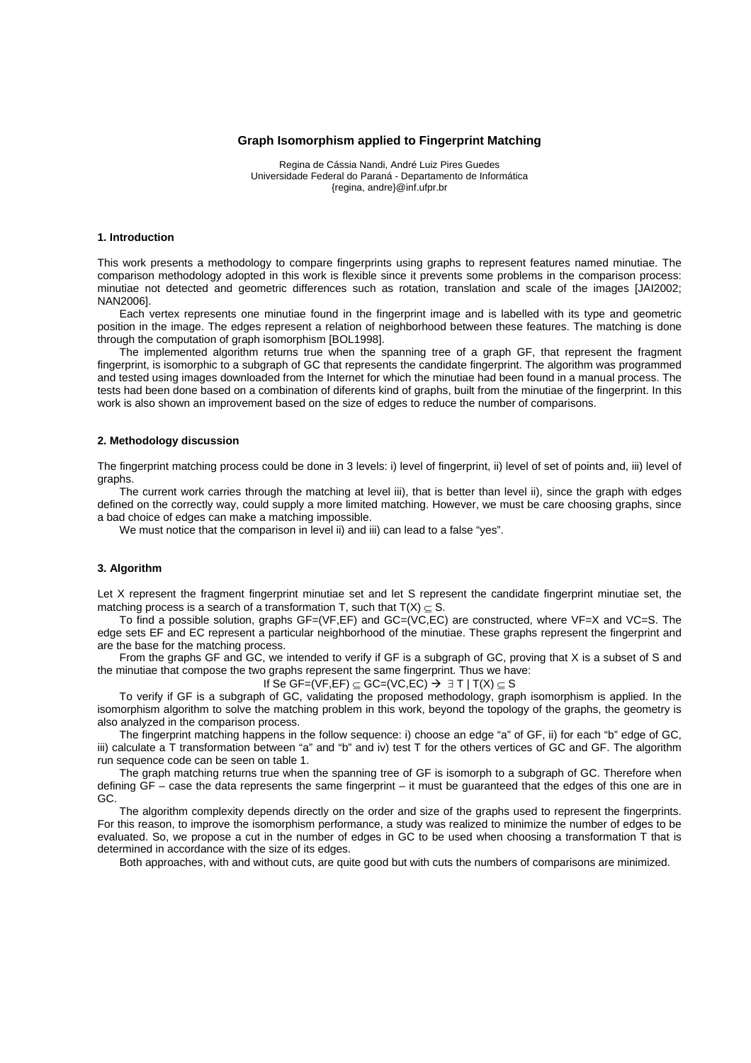# Graph Isomorphism applied to Fingerprint Matching

Regina de Cássia Nandi, André Luiz Pires Guedes
Universidade Federal do Paraná - Departamento de Informática
{regina, andre}@inf.ufpr.br

## 1. Introduction

This work presents a methodology to compare fingerprints using graphs to represent features named minutiae. The comparison methodology adopted in this work is flexible since it prevents some problems in the comparison process: minutiae not detected and geometric differences such as rotation, translation and scale of the images [JAI2002; NAN2006].

Each vertex represents one minutiae found in the fingerprint image and is labelled with its type and geometric position in the image. The edges represent a relation of neighborhood between these features. The matching is done through the computation of graph isomorphism [BOL1998].

The implemented algorithm returns true when the spanning tree of a graph GF, that represent the fragment fingerprint, is isomorphic to a subgraph of GC that represents the candidate fingerprint. The algorithm was programmed and tested using images downloaded from the Internet for which the minutiae had been found in a manual process. The tests had been done based on a combination of diferents kind of graphs, built from the minutiae of the fingerprint. In this work is also shown an improvement based on the size of edges to reduce the number of comparisons.

## 2. Methodology discussion

The fingerprint matching process could be done in 3 levels: i) level of fingerprint, ii) level of set of points and, iii) level of graphs.

The current work carries through the matching at level iii), that is better than level ii), since the graph with edges defined on the correctly way, could supply a more limited matching. However, we must be care choosing graphs, since a bad choice of edges can make a matching impossible.

We must notice that the comparison in level ii) and iii) can lead to a false "yes".

## 3. Algorithm

Let X represent the fragment fingerprint minutiae set and let S represent the candidate fingerprint minutiae set, the matching process is a search of a transformation T, such that $T(X) \subseteq S$.

To find a possible solution, graphs GF=(VF,EF) and GC=(VC,EC) are constructed, where VF=X and VC=S. The edge sets EF and EC represent a particular neighborhood of the minutiae. These graphs represent the fingerprint and are the base for the matching process.

From the graphs GF and GC, we intended to verify if GF is a subgraph of GC, proving that X is a subset of S and the minutiae that compose the two graphs represent the same fingerprint. Thus we have:

$$\text{If Se } GF=(VF,EF) \subseteq GC=(VC,EC) \rightarrow \exists\, T \mid T(X) \subseteq S$$

To verify if GF is a subgraph of GC, validating the proposed methodology, graph isomorphism is applied. In the isomorphism algorithm to solve the matching problem in this work, beyond the topology of the graphs, the geometry is also analyzed in the comparison process.

The fingerprint matching happens in the follow sequence: i) choose an edge "a" of GF, ii) for each "b" edge of GC, iii) calculate a T transformation between "a" and "b" and iv) test T for the others vertices of GC and GF. The algorithm run sequence code can be seen on table 1.

The graph matching returns true when the spanning tree of GF is isomorph to a subgraph of GC. Therefore when defining GF – case the data represents the same fingerprint – it must be guaranteed that the edges of this one are in GC.

The algorithm complexity depends directly on the order and size of the graphs used to represent the fingerprints. For this reason, to improve the isomorphism performance, a study was realized to minimize the number of edges to be evaluated. So, we propose a cut in the number of edges in GC to be used when choosing a transformation T that is determined in accordance with the size of its edges.

Both approaches, with and without cuts, are quite good but with cuts the numbers of comparisons are minimized.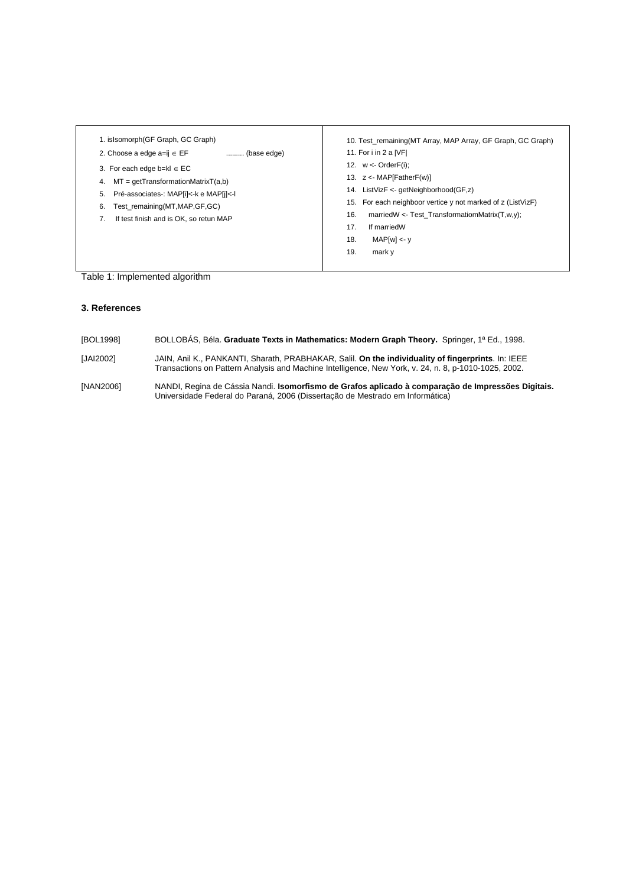| | |
|---|---|
| 1. isIsomorph(GF Graph, GC Graph)<br>2. Choose a edge a=ij $\in$ EF ......... (base edge)<br>3. For each edge b=kl $\in$ EC<br>4. MT = getTransformationMatrixT(a,b)<br>5. Pré-associates-: MAP[i]<-k e MAP[j]<-l<br>6. Test_remaining(MT,MAP,GF,GC)<br>7. If test finish and is OK, so retun MAP | 10. Test_remaining(MT Array, MAP Array, GF Graph, GC Graph)<br>11. For i in 2 a \|VF\|<br>12. w <- OrderF(i);<br>13. z <- MAP[FatherF(w)]<br>14. ListVizF <- getNeighborhood(GF,z)<br>15. For each neighboor vertice y not marked of z (ListVizF)<br>16. marriedW <- Test_TransformatiomMatrix(T,w,y);<br>17. If marriedW<br>18. MAP[w] <- y<br>19. mark y |

Table 1: Implemented algorithm

### 3. References

[BOL1998] BOLLOBÁS, Béla. **Graduate Texts in Mathematics: Modern Graph Theory.** Springer, 1ª Ed., 1998.

[JAI2002] JAIN, Anil K., PANKANTI, Sharath, PRABHAKAR, Salil. **On the individuality of fingerprints**. In: IEEE Transactions on Pattern Analysis and Machine Intelligence, New York, v. 24, n. 8, p-1010-1025, 2002.

[NAN2006] NANDI, Regina de Cássia Nandi. **Isomorfismo de Grafos aplicado à comparação de Impressões Digitais.** Universidade Federal do Paraná, 2006 (Dissertação de Mestrado em Informática)